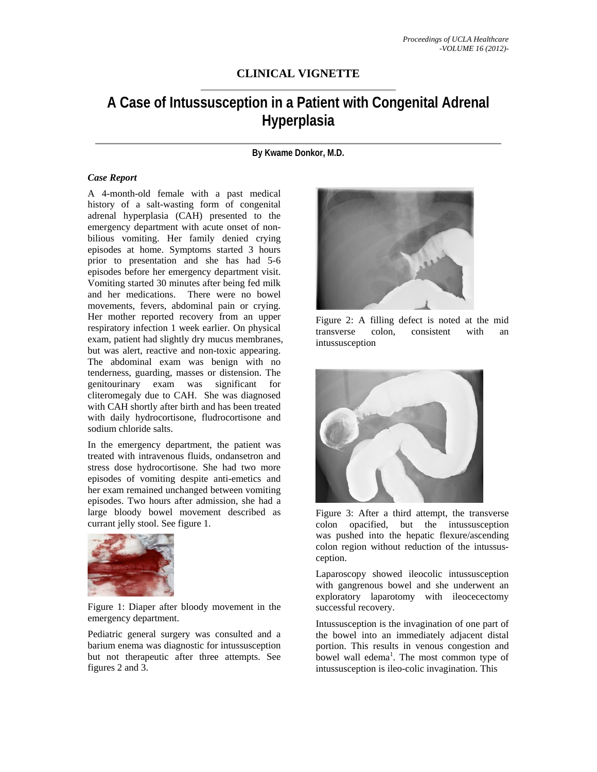## CLINICAL VIGNETTE

# A Case of Intussusception in a Patient with Congenital Adrenal Hyperplasia

**By Kwame Donkor, M.D.**

### *Case Report*

A 4-month-old female with a past medical history of a salt-wasting form of congenital adrenal hyperplasia (CAH) presented to the emergency department with acute onset of non-bilious vomiting. Her family denied crying episodes at home. Symptoms started 3 hours prior to presentation and she has had 5-6 episodes before her emergency department visit. Vomiting started 30 minutes after being fed milk and her medications. There were no bowel movements, fevers, abdominal pain or crying. Her mother reported recovery from an upper respiratory infection 1 week earlier. On physical exam, patient had slightly dry mucus membranes, but was alert, reactive and non-toxic appearing. The abdominal exam was benign with no tenderness, guarding, masses or distension. The genitourinary exam was significant for cliteromegaly due to CAH. She was diagnosed with CAH shortly after birth and has been treated with daily hydrocortisone, fludrocortisone and sodium chloride salts.

In the emergency department, the patient was treated with intravenous fluids, ondansetron and stress dose hydrocortisone. She had two more episodes of vomiting despite anti-emetics and her exam remained unchanged between vomiting episodes. Two hours after admission, she had a large bloody bowel movement described as currant jelly stool. See figure 1.

Figure 1: Diaper after bloody movement in the emergency department.

Pediatric general surgery was consulted and a barium enema was diagnostic for intussusception but not therapeutic after three attempts. See figures 2 and 3.

Figure 2: A filling defect is noted at the mid transverse colon, consistent with an intussusception

Figure 3: After a third attempt, the transverse colon opacified, but the intussusception was pushed into the hepatic flexure/ascending colon region without reduction of the intussus-ception.

Laparoscopy showed ileocolic intussusception with gangrenous bowel and she underwent an exploratory laparotomy with ileocecectomy successful recovery.

Intussusception is the invagination of one part of the bowel into an immediately adjacent distal portion. This results in venous congestion and bowel wall edema[1]. The most common type of intussusception is ileo-colic invagination. This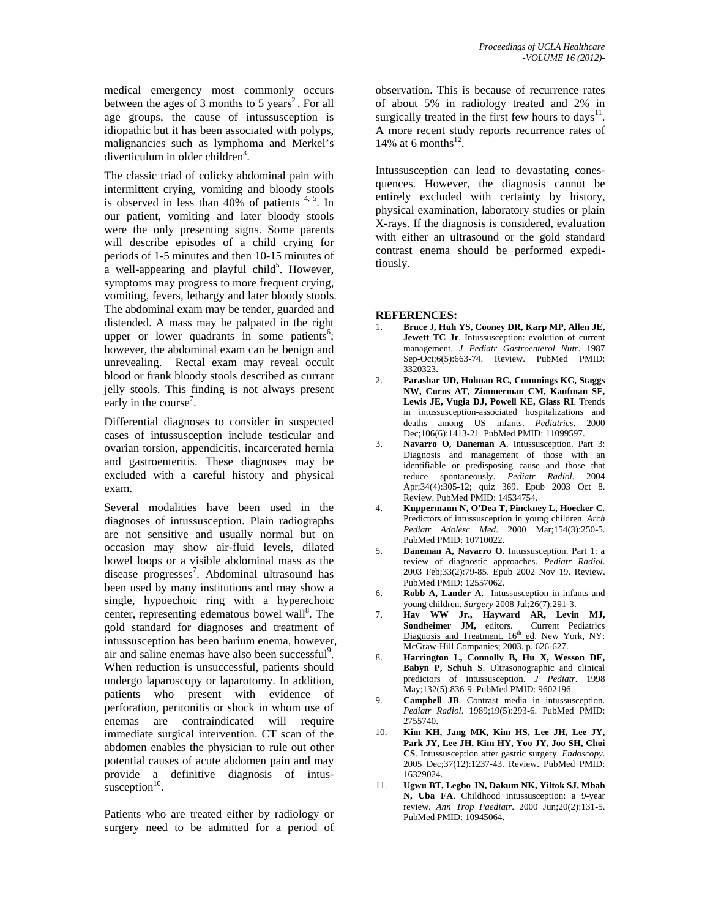medical emergency most commonly occurs between the ages of 3 months to 5 years[2]. For all age groups, the cause of intussusception is idiopathic but it has been associated with polyps, malignancies such as lymphoma and Merkel's diverticulum in older children[3].

The classic triad of colicky abdominal pain with intermittent crying, vomiting and bloody stools is observed in less than 40% of patients [4, 5]. In our patient, vomiting and later bloody stools were the only presenting signs. Some parents will describe episodes of a child crying for periods of 1-5 minutes and then 10-15 minutes of a well-appearing and playful child[5]. However, symptoms may progress to more frequent crying, vomiting, fevers, lethargy and later bloody stools. The abdominal exam may be tender, guarded and distended. A mass may be palpated in the right upper or lower quadrants in some patients[6]; however, the abdominal exam can be benign and unrevealing. Rectal exam may reveal occult blood or frank bloody stools described as currant jelly stools. This finding is not always present early in the course[7].

Differential diagnoses to consider in suspected cases of intussusception include testicular and ovarian torsion, appendicitis, incarcerated hernia and gastroenteritis. These diagnoses may be excluded with a careful history and physical exam.

Several modalities have been used in the diagnoses of intussusception. Plain radiographs are not sensitive and usually normal but on occasion may show air-fluid levels, dilated bowel loops or a visible abdominal mass as the disease progresses[7]. Abdominal ultrasound has been used by many institutions and may show a single, hypoechoic ring with a hyperechoic center, representing edematous bowel wall[8]. The gold standard for diagnoses and treatment of intussusception has been barium enema, however, air and saline enemas have also been successful[9]. When reduction is unsuccessful, patients should undergo laparoscopy or laparotomy. In addition, patients who present with evidence of perforation, peritonitis or shock in whom use of enemas are contraindicated will require immediate surgical intervention. CT scan of the abdomen enables the physician to rule out other potential causes of acute abdomen pain and may provide a definitive diagnosis of intussusception[10].

Patients who are treated either by radiology or surgery need to be admitted for a period of observation. This is because of recurrence rates of about 5% in radiology treated and 2% in surgically treated in the first few hours to days[11]. A more recent study reports recurrence rates of 14% at 6 months[12].

Intussusception can lead to devastating consequences. However, the diagnosis cannot be entirely excluded with certainty by history, physical examination, laboratory studies or plain X-rays. If the diagnosis is considered, evaluation with either an ultrasound or the gold standard contrast enema should be performed expeditiously.

## REFERENCES:

1. **Bruce J, Huh YS, Cooney DR, Karp MP, Allen JE, Jewett TC Jr**. Intussusception: evolution of current management. *J Pediatr Gastroenterol Nutr*. 1987 Sep-Oct;6(5):663-74. Review. PubMed PMID: 3320323.
2. **Parashar UD, Holman RC, Cummings KC, Staggs NW, Curns AT, Zimmerman CM, Kaufman SF, Lewis JE, Vugia DJ, Powell KE, Glass RI**. Trends in intussusception-associated hospitalizations and deaths among US infants. *Pediatrics*. 2000 Dec;106(6):1413-21. PubMed PMID: 11099597.
3. **Navarro O, Daneman A**. Intussusception. Part 3: Diagnosis and management of those with an identifiable or predisposing cause and those that reduce spontaneously. *Pediatr Radiol*. 2004 Apr;34(4):305-12; quiz 369. Epub 2003 Oct 8. Review. PubMed PMID: 14534754.
4. **Kuppermann N, O'Dea T, Pinckney L, Hoecker C**. Predictors of intussusception in young children. *Arch Pediatr Adolesc Med*. 2000 Mar;154(3):250-5. PubMed PMID: 10710022.
5. **Daneman A, Navarro O**. Intussusception. Part 1: a review of diagnostic approaches. *Pediatr Radiol*. 2003 Feb;33(2):79-85. Epub 2002 Nov 19. Review. PubMed PMID: 12557062.
6. **Robb A, Lander A**. Intussusception in infants and young children. *Surgery* 2008 Jul;26(7):291-3.
7. **Hay WW Jr., Hayward AR, Levin MJ, Sondheimer JM,** editors. Current Pediatrics Diagnosis and Treatment. 16th ed. New York, NY: McGraw-Hill Companies; 2003. p. 626-627.
8. **Harrington L, Connolly B, Hu X, Wesson DE, Babyn P, Schuh S**. Ultrasonographic and clinical predictors of intussusception. *J Pediatr*. 1998 May;132(5):836-9. PubMed PMID: 9602196.
9. **Campbell JB**. Contrast media in intussusception. *Pediatr Radiol*. 1989;19(5):293-6. PubMed PMID: 2755740.
10. **Kim KH, Jang MK, Kim HS, Lee JH, Lee JY, Park JY, Lee JH, Kim HY, Yoo JY, Joo SH, Choi CS**. Intussusception after gastric surgery. *Endoscopy*. 2005 Dec;37(12):1237-43. Review. PubMed PMID: 16329024.
11. **Ugwu BT, Legbo JN, Dakum NK, Yiltok SJ, Mbah N, Uba FA**. Childhood intussusception: a 9-year review. *Ann Trop Paediatr*. 2000 Jun;20(2):131-5. PubMed PMID: 10945064.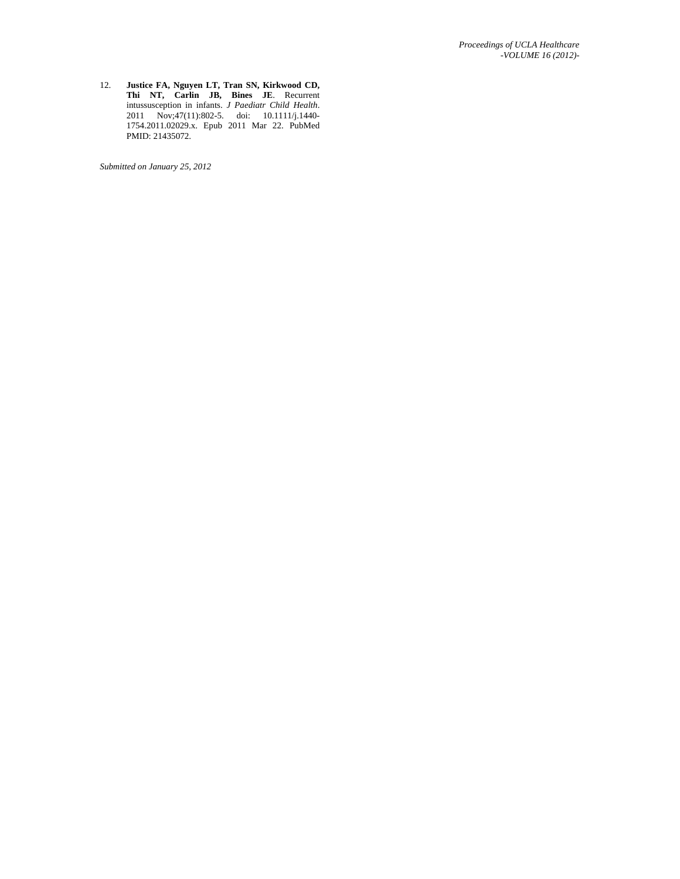12. **Justice FA, Nguyen LT, Tran SN, Kirkwood CD, Thi NT, Carlin JB, Bines JE**. Recurrent intussusception in infants. *J Paediatr Child Health*. 2011 Nov;47(11):802-5. doi: 10.1111/j.1440-1754.2011.02029.x. Epub 2011 Mar 22. PubMed PMID: 21435072.

*Submitted on January 25, 2012*